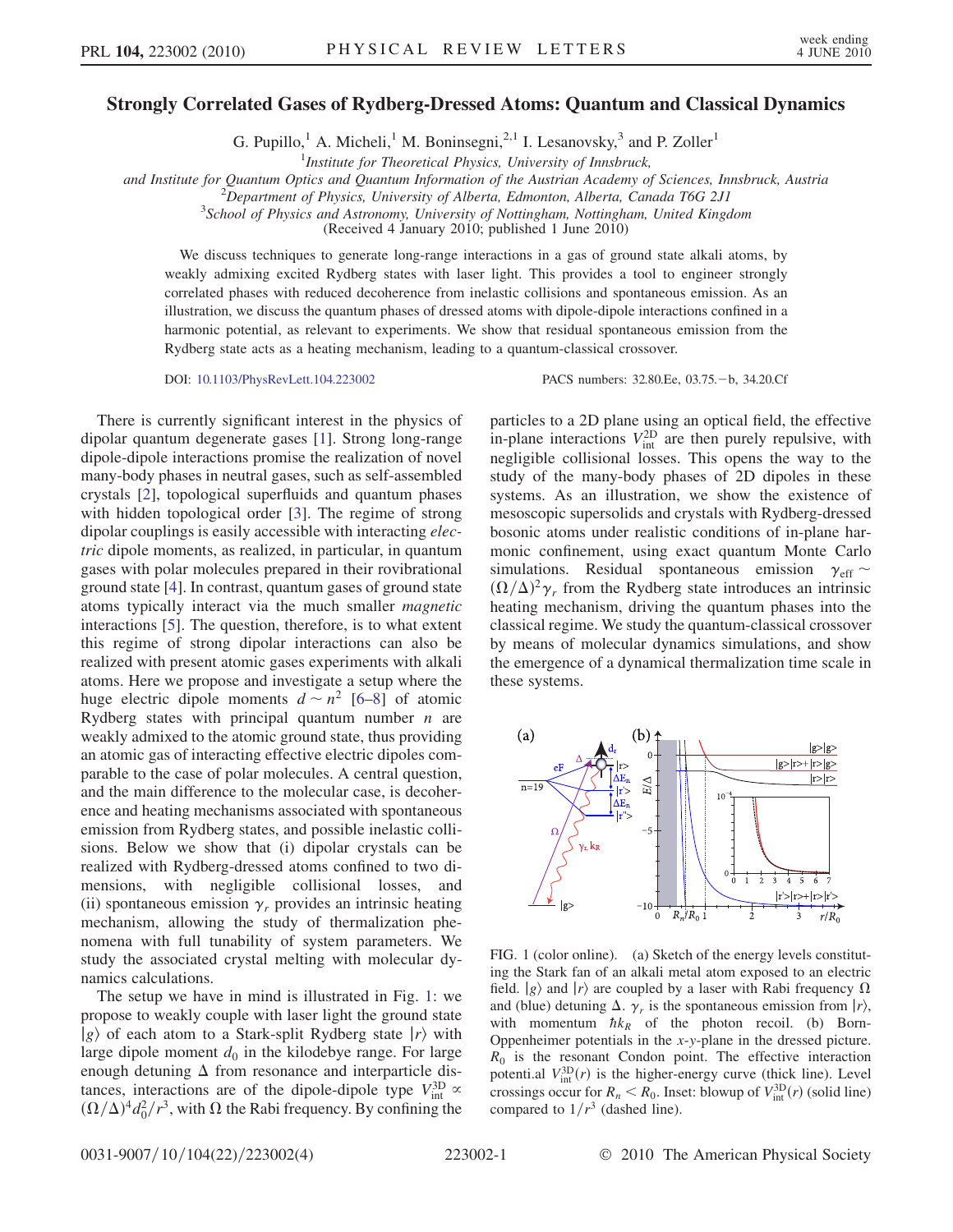# Strongly Correlated Gases of Rydberg-Dressed Atoms: Quantum and Classical Dynamics

G. Pupillo,[1] A. Micheli,[1] M. Boninsegni,[2,1] I. Lesanovsky,[3] and P. Zoller[1]

[1]*Institute for Theoretical Physics, University of Innsbruck, and Institute for Quantum Optics and Quantum Information of the Austrian Academy of Sciences, Innsbruck, Austria*

[2]*Department of Physics, University of Alberta, Edmonton, Alberta, Canada T6G 2J1*

[3]*School of Physics and Astronomy, University of Nottingham, Nottingham, United Kingdom*

(Received 4 January 2010; published 1 June 2010)

We discuss techniques to generate long-range interactions in a gas of ground state alkali atoms, by weakly admixing excited Rydberg states with laser light. This provides a tool to engineer strongly correlated phases with reduced decoherence from inelastic collisions and spontaneous emission. As an illustration, we discuss the quantum phases of dressed atoms with dipole-dipole interactions confined in a harmonic potential, as relevant to experiments. We show that residual spontaneous emission from the Rydberg state acts as a heating mechanism, leading to a quantum-classical crossover.

DOI: 10.1103/PhysRevLett.104.223002 PACS numbers: 32.80.Ee, 03.75.−b, 34.20.Cf

There is currently significant interest in the physics of dipolar quantum degenerate gases [1]. Strong long-range dipole-dipole interactions promise the realization of novel many-body phases in neutral gases, such as self-assembled crystals [2], topological superfluids and quantum phases with hidden topological order [3]. The regime of strong dipolar couplings is easily accessible with interacting *electric* dipole moments, as realized, in particular, in quantum gases with polar molecules prepared in their rovibrational ground state [4]. In contrast, quantum gases of ground state atoms typically interact via the much smaller *magnetic* interactions [5]. The question, therefore, is to what extent this regime of strong dipolar interactions can also be realized with present atomic gases experiments with alkali atoms. Here we propose and investigate a setup where the huge electric dipole moments $d \sim n^2$ [6–8] of atomic Rydberg states with principal quantum number $n$ are weakly admixed to the atomic ground state, thus providing an atomic gas of interacting effective electric dipoles comparable to the case of polar molecules. A central question, and the main difference to the molecular case, is decoherence and heating mechanisms associated with spontaneous emission from Rydberg states, and possible inelastic collisions. Below we show that (i) dipolar crystals can be realized with Rydberg-dressed atoms confined to two dimensions, with negligible collisional losses, and (ii) spontaneous emission $\gamma_r$ provides an intrinsic heating mechanism, allowing the study of thermalization phenomena with full tunability of system parameters. We study the associated crystal melting with molecular dynamics calculations.

The setup we have in mind is illustrated in Fig. 1: we propose to weakly couple with laser light the ground state $|g\rangle$ of each atom to a Stark-split Rydberg state $|r\rangle$ with large dipole moment $d_0$ in the kilodebye range. For large enough detuning $\Delta$ from resonance and interparticle distances, interactions are of the dipole-dipole type $V_{\rm int}^{\rm 3D} \propto (\Omega/\Delta)^4 d_0^2/r^3$, with $\Omega$ the Rabi frequency. By confining the particles to a 2D plane using an optical field, the effective in-plane interactions $V_{\rm int}^{\rm 2D}$ are then purely repulsive, with negligible collisional losses. This opens the way to the study of the many-body phases of 2D dipoles in these systems. As an illustration, we show the existence of mesoscopic supersolids and crystals with Rydberg-dressed bosonic atoms under realistic conditions of in-plane harmonic confinement, using exact quantum Monte Carlo simulations. Residual spontaneous emission $\gamma_{\rm eff} \sim (\Omega/\Delta)^2\gamma_r$ from the Rydberg state introduces an intrinsic heating mechanism, driving the quantum phases into the classical regime. We study the quantum-classical crossover by means of molecular dynamics simulations, and show the emergence of a dynamical thermalization time scale in these systems.

FIG. 1 (color online). (a) Sketch of the energy levels constituting the Stark fan of an alkali metal atom exposed to an electric field. $|g\rangle$ and $|r\rangle$ are coupled by a laser with Rabi frequency $\Omega$ and (blue) detuning $\Delta$. $\gamma_r$ is the spontaneous emission from $|r\rangle$, with momentum $\hbar k_R$ of the photon recoil. (b) Born-Oppenheimer potentials in the $x$-$y$-plane in the dressed picture. $R_0$ is the resonant Condon point. The effective interaction potenti.al $V_{\rm int}^{\rm 3D}(r)$ is the higher-energy curve (thick line). Level crossings occur for $R_n < R_0$. Inset: blowup of $V_{\rm int}^{\rm 3D}(r)$ (solid line) compared to $1/r^3$ (dashed line).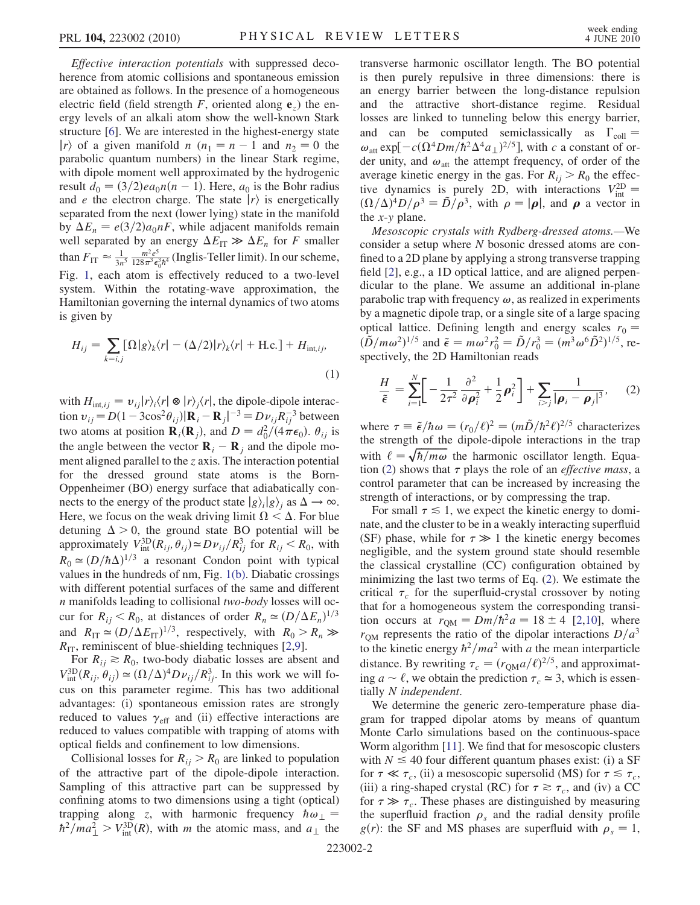*Effective interaction potentials* with suppressed decoherence from atomic collisions and spontaneous emission are obtained as follows. In the presence of a homogeneous electric field (field strength $F$, oriented along $\mathbf{e}_z$) the energy levels of an alkali atom show the well-known Stark structure [6]. We are interested in the highest-energy state $|r\rangle$ of a given manifold $n$ ($n_1 = n - 1$ and $n_2 = 0$ the parabolic quantum numbers) in the linear Stark regime, with dipole moment well approximated by the hydrogenic result $d_0 = (3/2)ea_0n(n-1)$. Here, $a_0$ is the Bohr radius and $e$ the electron charge. The state $|r\rangle$ is energetically separated from the next (lower lying) state in the manifold by $\Delta E_n = e(3/2)a_0nF$, while adjacent manifolds remain well separated by an energy $\Delta E_{\rm IT} \gg \Delta E_n$ for $F$ smaller than $F_{\rm IT} \approx \frac{1}{3n^5}\frac{m^2e^5}{128\pi^3\epsilon_0^3\hbar^4}$ (Inglis-Teller limit). In our scheme, Fig. 1, each atom is effectively reduced to a two-level system. Within the rotating-wave approximation, the Hamiltonian governing the internal dynamics of two atoms is given by

$$H_{ij} = \sum_{k=i,j}[\Omega|g\rangle_k\langle r| - (\Delta/2)|r\rangle_k\langle r| + \text{H.c.}] + H_{\text{int},ij}, \tag{1}$$

with $H_{\text{int},ij} = v_{ij}|r\rangle_i\langle r| \otimes |r\rangle_j\langle r|$, the dipole-dipole interaction $v_{ij} = D(1 - 3\cos^2\theta_{ij})|\mathbf{R}_i - \mathbf{R}_j|^{-3} \equiv D\nu_{ij}R_{ij}^{-3}$ between two atoms at position $\mathbf{R}_i(\mathbf{R}_j)$, and $D = d_0^2/(4\pi\epsilon_0)$. $\theta_{ij}$ is the angle between the vector $\mathbf{R}_i - \mathbf{R}_j$ and the dipole moment aligned parallel to the $z$ axis. The interaction potential for the dressed ground state atoms is the Born-Oppenheimer (BO) energy surface that adiabatically connects to the energy of the product state $|g\rangle_i|g\rangle_j$ as $\Delta \to \infty$. Here, we focus on the weak driving limit $\Omega < \Delta$. For blue detuning $\Delta > 0$, the ground state BO potential will be approximately $V_{\text{int}}^{\text{3D}}(R_{ij}, \theta_{ij}) \simeq D\nu_{ij}/R_{ij}^3$ for $R_{ij} < R_0$, with $R_0 \simeq (D/\hbar\Delta)^{1/3}$ a resonant Condon point with typical values in the hundreds of nm, Fig. 1(b). Diabatic crossings with different potential surfaces of the same and different $n$ manifolds leading to collisional *two-body* losses will occur for $R_{ij} < R_0$, at distances of order $R_n \simeq (D/\Delta E_n)^{1/3}$ and $R_{\rm IT} \simeq (D/\Delta E_{\rm IT})^{1/3}$, respectively, with $R_0 > R_n \gg R_{\rm IT}$, reminiscent of blue-shielding techniques [2,9].

For $R_{ij} \gtrsim R_0$, two-body diabatic losses are absent and $V_{\text{int}}^{\text{3D}}(R_{ij}, \theta_{ij}) \simeq (\Omega/\Delta)^4 D\nu_{ij}/R_{ij}^3$. In this work we will focus on this parameter regime. This has two additional advantages: (i) spontaneous emission rates are strongly reduced to values $\gamma_{\text{eff}}$ and (ii) effective interactions are reduced to values compatible with trapping of atoms with optical fields and confinement to low dimensions.

Collisional losses for $R_{ij} > R_0$ are linked to population of the attractive part of the dipole-dipole interaction. Sampling of this attractive part can be suppressed by confining atoms to two dimensions using a tight (optical) trapping along $z$, with harmonic frequency $\hbar\omega_\perp = \hbar^2/ma_\perp^2 > V_{\text{int}}^{\text{3D}}(R)$, with $m$ the atomic mass, and $a_\perp$ the transverse harmonic oscillator length. The BO potential is then purely repulsive in three dimensions: there is an energy barrier between the long-distance repulsion and the attractive short-distance regime. Residual losses are linked to tunneling below this energy barrier, and can be computed semiclassically as $\Gamma_{\text{coll}} = \omega_{\text{att}}\exp[-c(\Omega^4Dm/\hbar^2\Delta^4a_\perp)^{2/5}]$, with $c$ a constant of order unity, and $\omega_{\text{att}}$ the attempt frequency, of order of the average kinetic energy in the gas. For $R_{ij} > R_0$ the effective dynamics is purely 2D, with interactions $V_{\text{int}}^{\text{2D}} = (\Omega/\Delta)^4D/\rho^3 \equiv \tilde{D}/\rho^3$, with $\rho = |\boldsymbol{\rho}|$, and $\boldsymbol{\rho}$ a vector in the $x$-$y$ plane.

*Mesoscopic crystals with Rydberg-dressed atoms.*—We consider a setup where $N$ bosonic dressed atoms are confined to a 2D plane by applying a strong transverse trapping field [2], e.g., a 1D optical lattice, and are aligned perpendicular to the plane. We assume an additional in-plane parabolic trap with frequency $\omega$, as realized in experiments by a magnetic dipole trap, or a single site of a large spacing optical lattice. Defining length and energy scales $r_0 = (\tilde{D}/m\omega^2)^{1/5}$ and $\tilde{\epsilon} = m\omega^2r_0^2 = \tilde{D}/r_0^3 = (m^3\omega^6\tilde{D}^2)^{1/5}$, respectively, the 2D Hamiltonian reads

$$\frac{H}{\tilde{\epsilon}} = \sum_{i=1}^{N}\left[-\frac{1}{2\tau^2}\frac{\partial^2}{\partial\boldsymbol{\rho}_i^2} + \frac{1}{2}\boldsymbol{\rho}_i^2\right] + \sum_{i>j}\frac{1}{|\boldsymbol{\rho}_i - \boldsymbol{\rho}_j|^3}, \tag{2}$$

where $\tau \equiv \tilde{\epsilon}/\hbar\omega = (r_0/\ell)^2 = (m\tilde{D}/\hbar^2\ell)^{2/5}$ characterizes the strength of the dipole-dipole interactions in the trap with $\ell = \sqrt{\hbar/m\omega}$ the harmonic oscillator length. Equation (2) shows that $\tau$ plays the role of an *effective mass*, a control parameter that can be increased by increasing the strength of interactions, or by compressing the trap.

For small $\tau \lesssim 1$, we expect the kinetic energy to dominate, and the cluster to be in a weakly interacting superfluid (SF) phase, while for $\tau \gg 1$ the kinetic energy becomes negligible, and the system ground state should resemble the classical crystalline (CC) configuration obtained by minimizing the last two terms of Eq. (2). We estimate the critical $\tau_c$ for the superfluid-crystal crossover by noting that for a homogeneous system the corresponding transition occurs at $r_{\rm QM} = Dm/\hbar^2a = 18 \pm 4$ [2,10], where $r_{\rm QM}$ represents the ratio of the dipolar interactions $D/a^3$ to the kinetic energy $\hbar^2/ma^2$ with $a$ the mean interparticle distance. By rewriting $\tau_c = (r_{\rm QM}a/\ell)^{2/5}$, and approximating $a \sim \ell$, we obtain the prediction $\tau_c \simeq 3$, which is essentially *N independent*.

We determine the generic zero-temperature phase diagram for trapped dipolar atoms by means of quantum Monte Carlo simulations based on the continuous-space Worm algorithm [11]. We find that for mesoscopic clusters with $N \lesssim 40$ four different quantum phases exist: (i) a SF for $\tau \ll \tau_c$, (ii) a mesoscopic supersolid (MS) for $\tau \lesssim \tau_c$, (iii) a ring-shaped crystal (RC) for $\tau \gtrsim \tau_c$, and (iv) a CC for $\tau \gg \tau_c$. These phases are distinguished by measuring the superfluid fraction $\rho_s$ and the radial density profile $g(r)$: the SF and MS phases are superfluid with $\rho_s = 1$,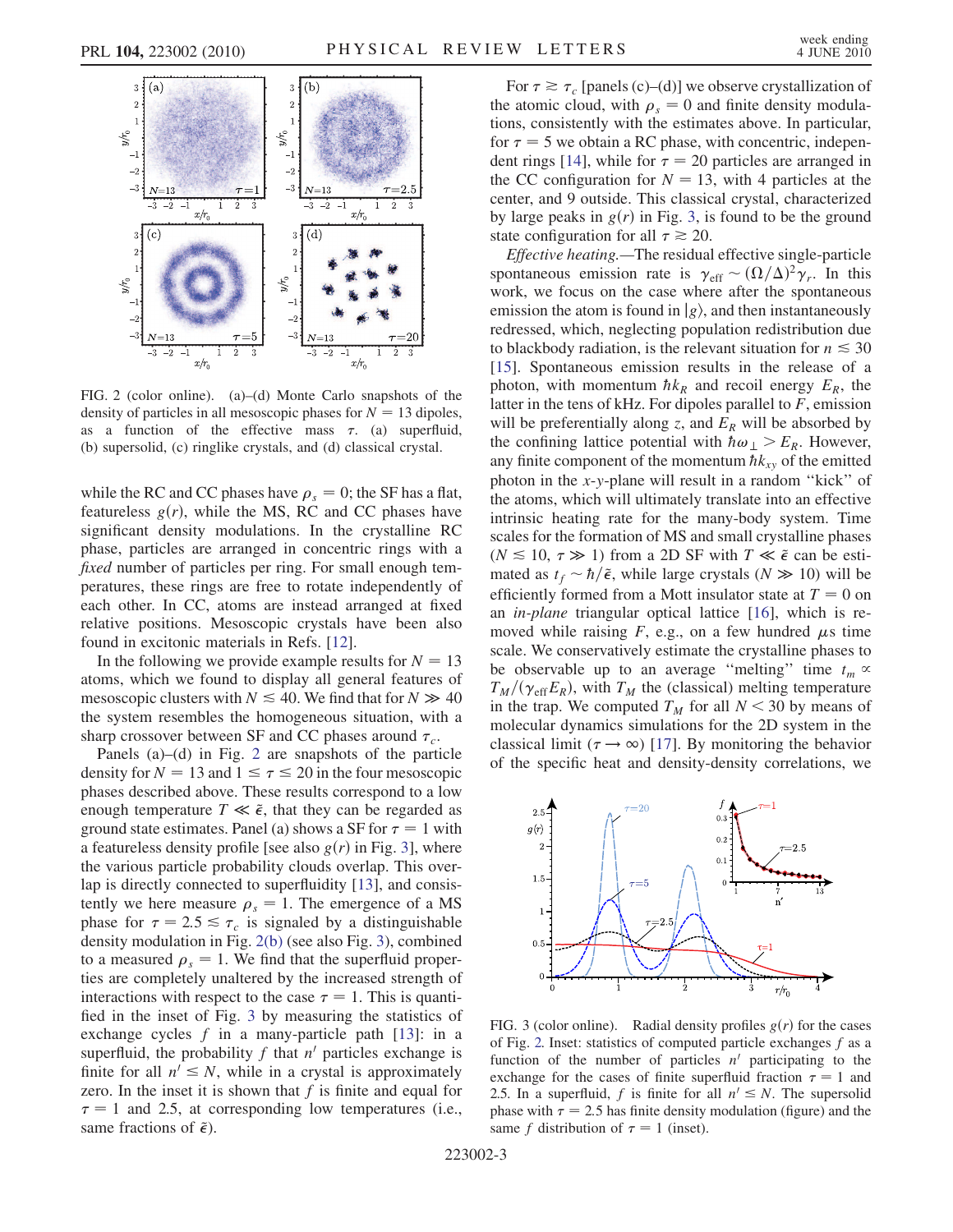FIG. 2 (color online). (a)–(d) Monte Carlo snapshots of the density of particles in all mesoscopic phases for $N = 13$ dipoles, as a function of the effective mass $\tau$. (a) superfluid, (b) supersolid, (c) ringlike crystals, and (d) classical crystal.

while the RC and CC phases have $\rho_s = 0$; the SF has a flat, featureless $g(r)$, while the MS, RC and CC phases have significant density modulations. In the crystalline RC phase, particles are arranged in concentric rings with a *fixed* number of particles per ring. For small enough temperatures, these rings are free to rotate independently of each other. In CC, atoms are instead arranged at fixed relative positions. Mesoscopic crystals have been also found in excitonic materials in Refs. [12].

In the following we provide example results for $N = 13$ atoms, which we found to display all general features of mesoscopic clusters with $N \lesssim 40$. We find that for $N \gg 40$ the system resembles the homogeneous situation, with a sharp crossover between SF and CC phases around $\tau_c$.

Panels (a)–(d) in Fig. 2 are snapshots of the particle density for $N = 13$ and $1 \leq \tau \leq 20$ in the four mesoscopic phases described above. These results correspond to a low enough temperature $T \ll \tilde{\epsilon}$, that they can be regarded as ground state estimates. Panel (a) shows a SF for $\tau = 1$ with a featureless density profile [see also $g(r)$ in Fig. 3], where the various particle probability clouds overlap. This overlap is directly connected to superfluidity [13], and consistently we here measure $\rho_s = 1$. The emergence of a MS phase for $\tau = 2.5 \lesssim \tau_c$ is signaled by a distinguishable density modulation in Fig. 2(b) (see also Fig. 3), combined to a measured $\rho_s = 1$. We find that the superfluid properties are completely unaltered by the increased strength of interactions with respect to the case $\tau = 1$. This is quantified in the inset of Fig. 3 by measuring the statistics of exchange cycles $f$ in a many-particle path [13]: in a superfluid, the probability $f$ that $n'$ particles exchange is finite for all $n' \leq N$, while in a crystal is approximately zero. In the inset it is shown that $f$ is finite and equal for $\tau = 1$ and 2.5, at corresponding low temperatures (i.e., same fractions of $\tilde{\epsilon}$).

For $\tau \gtrsim \tau_c$ [panels (c)–(d)] we observe crystallization of the atomic cloud, with $\rho_s = 0$ and finite density modulations, consistently with the estimates above. In particular, for $\tau = 5$ we obtain a RC phase, with concentric, independent rings [14], while for $\tau = 20$ particles are arranged in the CC configuration for $N = 13$, with 4 particles at the center, and 9 outside. This classical crystal, characterized by large peaks in $g(r)$ in Fig. 3, is found to be the ground state configuration for all $\tau \gtrsim 20$.

*Effective heating.*—The residual effective single-particle spontaneous emission rate is $\gamma_{\rm eff} \sim (\Omega/\Delta)^2\gamma_r$. In this work, we focus on the case where after the spontaneous emission the atom is found in $|g\rangle$, and then instantaneously redressed, which, neglecting population redistribution due to blackbody radiation, is the relevant situation for $n \lesssim 30$ [15]. Spontaneous emission results in the release of a photon, with momentum $\hbar k_R$ and recoil energy $E_R$, the latter in the tens of kHz. For dipoles parallel to $F$, emission will be preferentially along $z$, and $E_R$ will be absorbed by the confining lattice potential with $\hbar\omega_\perp > E_R$. However, any finite component of the momentum $\hbar k_{xy}$ of the emitted photon in the $x$-$y$-plane will result in a random "kick" of the atoms, which will ultimately translate into an effective intrinsic heating rate for the many-body system. Time scales for the formation of MS and small crystalline phases ($N \lesssim 10$, $\tau \gg 1$) from a 2D SF with $T \ll \tilde{\epsilon}$ can be estimated as $t_f \sim \hbar/\tilde{\epsilon}$, while large crystals ($N \gg 10$) will be efficiently formed from a Mott insulator state at $T = 0$ on an *in-plane* triangular optical lattice [16], which is removed while raising $F$, e.g., on a few hundred $\mu$s time scale. We conservatively estimate the crystalline phases to be observable up to an average "melting" time $t_m \propto T_M/(\gamma_{\rm eff}E_R)$, with $T_M$ the (classical) melting temperature in the trap. We computed $T_M$ for all $N < 30$ by means of molecular dynamics simulations for the 2D system in the classical limit ($\tau \to \infty$) [17]. By monitoring the behavior of the specific heat and density-density correlations, we

FIG. 3 (color online). Radial density profiles $g(r)$ for the cases of Fig. 2. Inset: statistics of computed particle exchanges $f$ as a function of the number of particles $n'$ participating to the exchange for the cases of finite superfluid fraction $\tau = 1$ and 2.5. In a superfluid, $f$ is finite for all $n' \leq N$. The supersolid phase with $\tau = 2.5$ has finite density modulation (figure) and the same $f$ distribution of $\tau = 1$ (inset).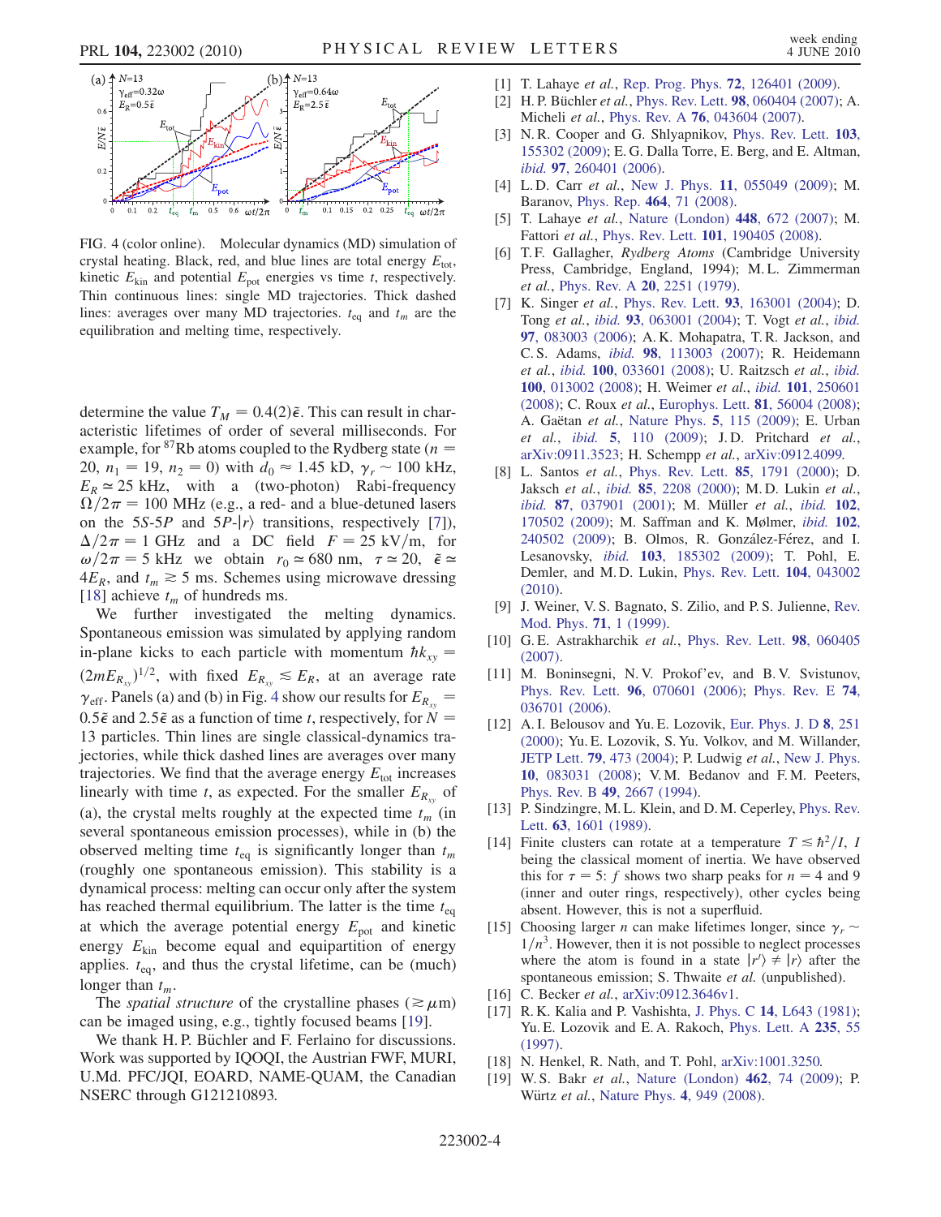(a) $N$=13
$\gamma_{\rm eff}$=0.32ω
$E_R$=0.5$\tilde{\epsilon}$
$E/N\tilde{\epsilon}$
0.6
0.4
0.2
0
$E_{\rm tot}$
$E_{\rm kin}$
$E_{\rm pot}$
0 0.1 0.2 $t_{\rm eq}$ $t_m$ 0.5 0.6 $\omega t/2\pi$

(b) $N$=13
$\gamma_{\rm eff}$=0.64ω
$E_R$=2.5$\tilde{\epsilon}$
$E/N\tilde{\epsilon}$
3
2
1
0
$E_{\rm tot}$
$E_{\rm kin}$
$E_{\rm pot}$
0 $t_m$ 0.1 0.15 0.2 0.25 $t_{\rm eq}$ $\omega t/2\pi$

FIG. 4 (color online). Molecular dynamics (MD) simulation of crystal heating. Black, red, and blue lines are total energy $E_{\rm tot}$, kinetic $E_{\rm kin}$ and potential $E_{\rm pot}$ energies vs time $t$, respectively. Thin continuous lines: single MD trajectories. Thick dashed lines: averages over many MD trajectories. $t_{\rm eq}$ and $t_m$ are the equilibration and melting time, respectively.

determine the value $T_M = 0.4(2)\tilde{\epsilon}$. This can result in characteristic lifetimes of order of several milliseconds. For example, for $^{87}$Rb atoms coupled to the Rydberg state ($n = 20$, $n_1 = 19$, $n_2 = 0$) with $d_0 \approx 1.45$ kD, $\gamma_r \sim 100$ kHz, $E_R \simeq 25$ kHz, with a (two-photon) Rabi-frequency $\Omega/2\pi = 100$ MHz (e.g., a red- and a blue-detuned lasers on the 5S-5P and $5P$-$|r\rangle$ transitions, respectively [7]), $\Delta/2\pi = 1$ GHz and a DC field $F = 25$ kV/m, for $\omega/2\pi = 5$ kHz we obtain $r_0 \simeq 680$ nm, $\tau \simeq 20$, $\tilde{\epsilon} \simeq 4E_R$, and $t_m \gtrsim 5$ ms. Schemes using microwave dressing [18] achieve $t_m$ of hundreds ms.

We further investigated the melting dynamics. Spontaneous emission was simulated by applying random in-plane kicks to each particle with momentum $\hbar k_{xy} = (2mE_{R_{xy}})^{1/2}$, with fixed $E_{R_{xy}} \lesssim E_R$, at an average rate $\gamma_{\rm eff}$. Panels (a) and (b) in Fig. 4 show our results for $E_{R_{xy}} = 0.5\tilde{\epsilon}$ and $2.5\tilde{\epsilon}$ as a function of time $t$, respectively, for $N = 13$ particles. Thin lines are single classical-dynamics trajectories, while thick dashed lines are averages over many trajectories. We find that the average energy $E_{\rm tot}$ increases linearly with time $t$, as expected. For the smaller $E_{R_{xy}}$ of (a), the crystal melts roughly at the expected time $t_m$ (in several spontaneous emission processes), while in (b) the observed melting time $t_{\rm eq}$ is significantly longer than $t_m$ (roughly one spontaneous emission). This stability is a dynamical process: melting can occur only after the system has reached thermal equilibrium. The latter is the time $t_{\rm eq}$ at which the average potential energy $E_{\rm pot}$ and kinetic energy $E_{\rm kin}$ become equal and equipartition of energy applies. $t_{\rm eq}$, and thus the crystal lifetime, can be (much) longer than $t_m$.

The *spatial structure* of the crystalline phases ($\gtrsim \mu$m) can be imaged using, e.g., tightly focused beams [19].

We thank H. P. Büchler and F. Ferlaino for discussions. Work was supported by IQOQI, the Austrian FWF, MURI, U.Md. PFC/JQI, EOARD, NAME-QUAM, the Canadian NSERC through G121210893.

[1] T. Lahaye *et al.*, Rep. Prog. Phys. **72**, 126401 (2009).
[2] H. P. Büchler *et al.*, Phys. Rev. Lett. **98**, 060404 (2007); A. Micheli *et al.*, Phys. Rev. A **76**, 043604 (2007).
[3] N. R. Cooper and G. Shlyapnikov, Phys. Rev. Lett. **103**, 155302 (2009); E. G. Dalla Torre, E. Berg, and E. Altman, *ibid.* **97**, 260401 (2006).
[4] L. D. Carr *et al.*, New J. Phys. **11**, 055049 (2009); M. Baranov, Phys. Rep. **464**, 71 (2008).
[5] T. Lahaye *et al.*, Nature (London) **448**, 672 (2007); M. Fattori *et al.*, Phys. Rev. Lett. **101**, 190405 (2008).
[6] T. F. Gallagher, *Rydberg Atoms* (Cambridge University Press, Cambridge, England, 1994); M. L. Zimmerman *et al.*, Phys. Rev. A **20**, 2251 (1979).
[7] K. Singer *et al.*, Phys. Rev. Lett. **93**, 163001 (2004); D. Tong *et al.*, *ibid.* **93**, 063001 (2004); T. Vogt *et al.*, *ibid.* **97**, 083003 (2006); A. K. Mohapatra, T. R. Jackson, and C. S. Adams, *ibid.* **98**, 113003 (2007); R. Heidemann *et al.*, *ibid.* **100**, 033601 (2008); U. Raitzsch *et al.*, *ibid.* **100**, 013002 (2008); H. Weimer *et al.*, *ibid.* **101**, 250601 (2008); C. Roux *et al.*, Europhys. Lett. **81**, 56004 (2008); A. Gaëtan *et al.*, Nature Phys. **5**, 115 (2009); E. Urban *et al.*, *ibid.* **5**, 110 (2009); J. D. Pritchard *et al.*, arXiv:0911.3523; H. Schempp *et al.*, arXiv:0912.4099.
[8] L. Santos *et al.*, Phys. Rev. Lett. **85**, 1791 (2000); D. Jaksch *et al.*, *ibid.* **85**, 2208 (2000); M. D. Lukin *et al.*, *ibid.* **87**, 037901 (2001); M. Müller *et al.*, *ibid.* **102**, 170502 (2009); M. Saffman and K. Mølmer, *ibid.* **102**, 240502 (2009); B. Olmos, R. González-Férez, and I. Lesanovsky, *ibid.* **103**, 185302 (2009); T. Pohl, E. Demler, and M. D. Lukin, Phys. Rev. Lett. **104**, 043002 (2010).
[9] J. Weiner, V. S. Bagnato, S. Zilio, and P. S. Julienne, Rev. Mod. Phys. **71**, 1 (1999).
[10] G. E. Astrakharchik *et al.*, Phys. Rev. Lett. **98**, 060405 (2007).
[11] M. Boninsegni, N. V. Prokof'ev, and B. V. Svistunov, Phys. Rev. Lett. **96**, 070601 (2006); Phys. Rev. E **74**, 036701 (2006).
[12] A. I. Belousov and Yu. E. Lozovik, Eur. Phys. J. D **8**, 251 (2000); Yu. E. Lozovik, S. Yu. Volkov, and M. Willander, JETP Lett. **79**, 473 (2004); P. Ludwig *et al.*, New J. Phys. **10**, 083031 (2008); V. M. Bedanov and F. M. Peeters, Phys. Rev. B **49**, 2667 (1994).
[13] P. Sindzingre, M. L. Klein, and D. M. Ceperley, Phys. Rev. Lett. **63**, 1601 (1989).
[14] Finite clusters can rotate at a temperature $T \lesssim \hbar^2/I$, $I$ being the classical moment of inertia. We have observed this for $\tau = 5$: $f$ shows two sharp peaks for $n = 4$ and 9 (inner and outer rings, respectively), other cycles being absent. However, this is not a superfluid.
[15] Choosing larger $n$ can make lifetimes longer, since $\gamma_r \sim 1/n^3$. However, then it is not possible to neglect processes where the atom is found in a state $|r'\rangle \neq |r\rangle$ after the spontaneous emission; S. Thwaite *et al.* (unpublished).
[16] C. Becker *et al.*, arXiv:0912.3646v1.
[17] R. K. Kalia and P. Vashishta, J. Phys. C **14**, L643 (1981); Yu. E. Lozovik and E. A. Rakoch, Phys. Lett. A **235**, 55 (1997).
[18] N. Henkel, R. Nath, and T. Pohl, arXiv:1001.3250.
[19] W. S. Bakr *et al.*, Nature (London) **462**, 74 (2009); P. Würtz *et al.*, Nature Phys. **4**, 949 (2008).